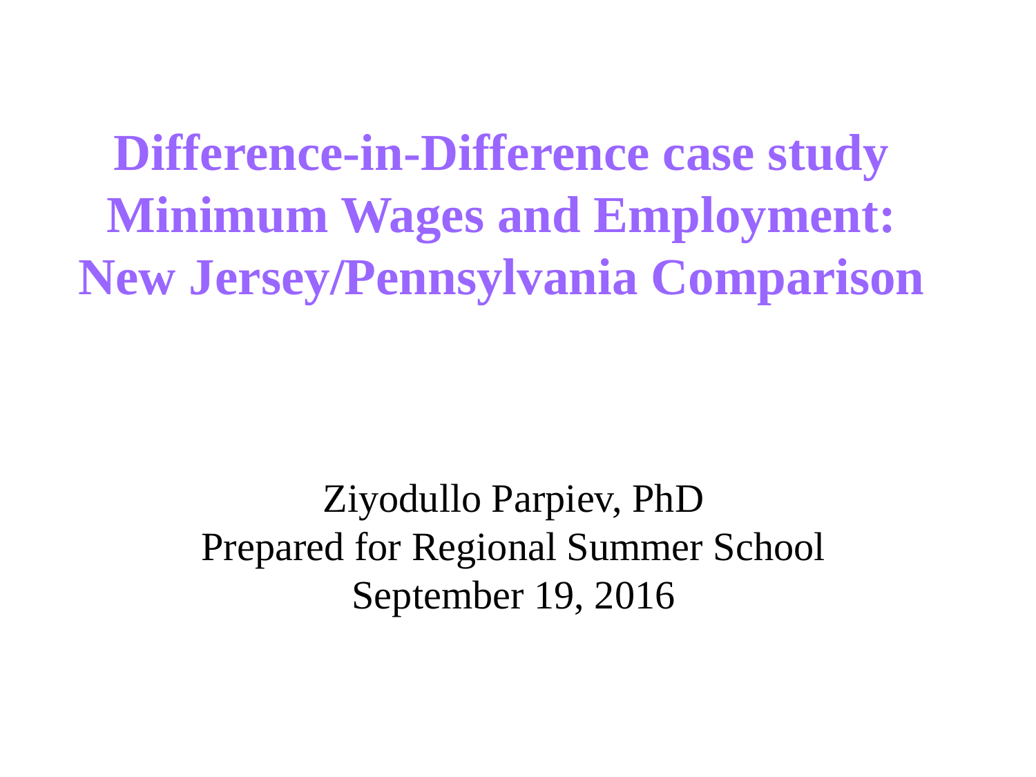# Difference-in-Difference case study Minimum Wages and Employment: New Jersey/Pennsylvania Comparison

Ziyodullo Parpiev, PhD
Prepared for Regional Summer School
September 19, 2016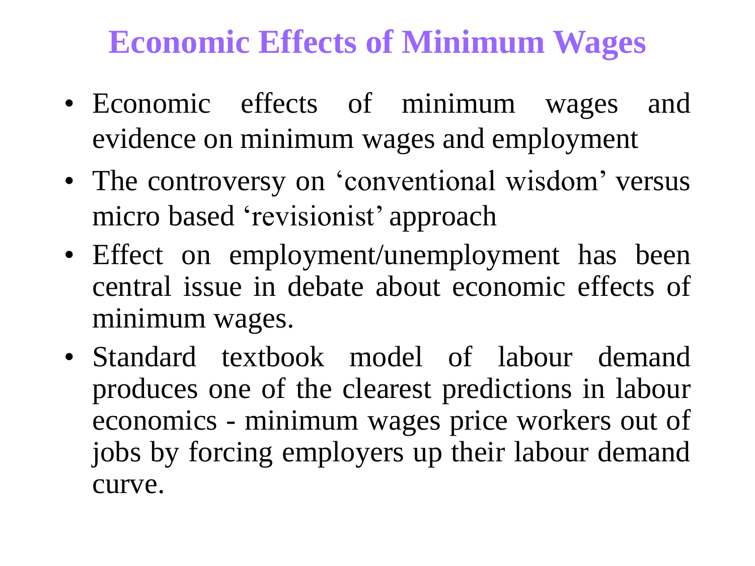# Economic Effects of Minimum Wages

- Economic effects of minimum wages and evidence on minimum wages and employment
- The controversy on 'conventional wisdom' versus micro based 'revisionist' approach
- Effect on employment/unemployment has been central issue in debate about economic effects of minimum wages.
- Standard textbook model of labour demand produces one of the clearest predictions in labour economics - minimum wages price workers out of jobs by forcing employers up their labour demand curve.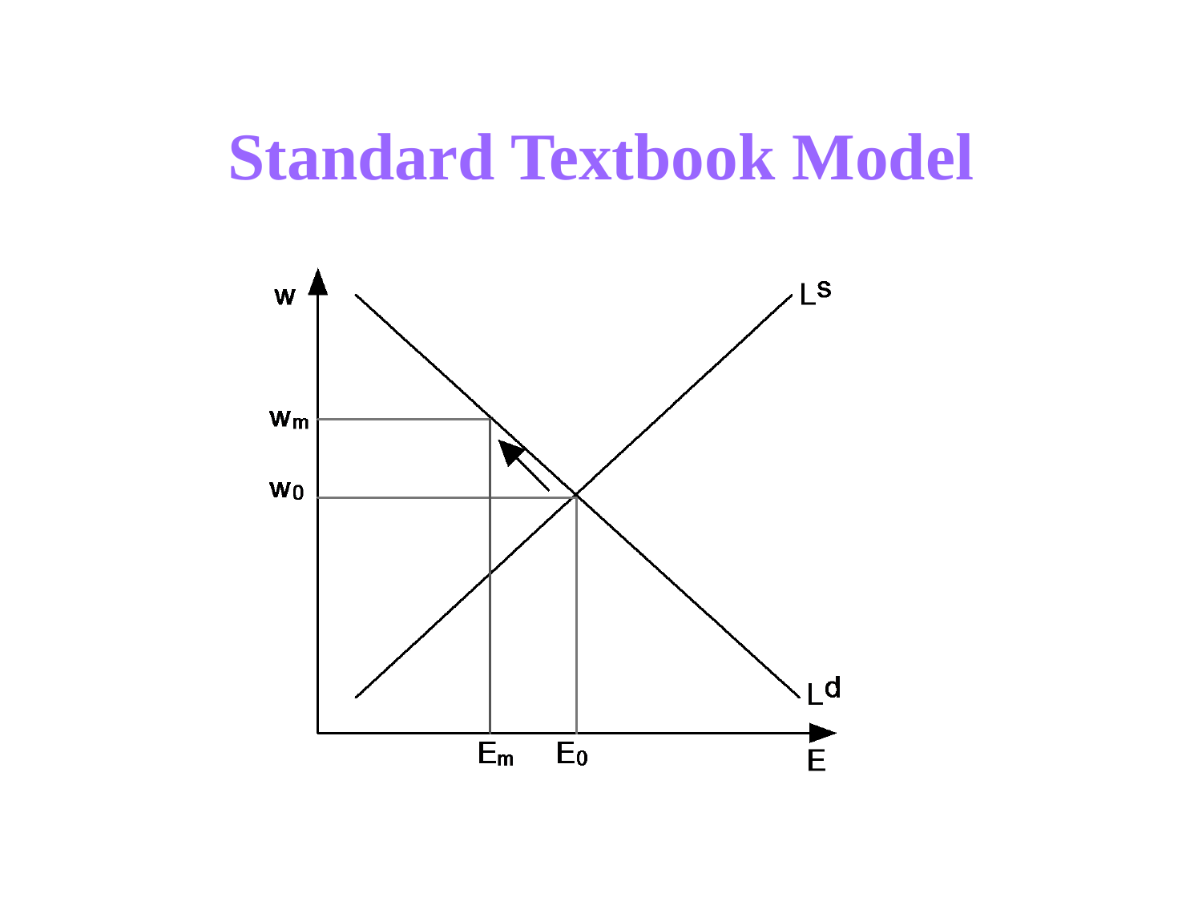# Standard Textbook Model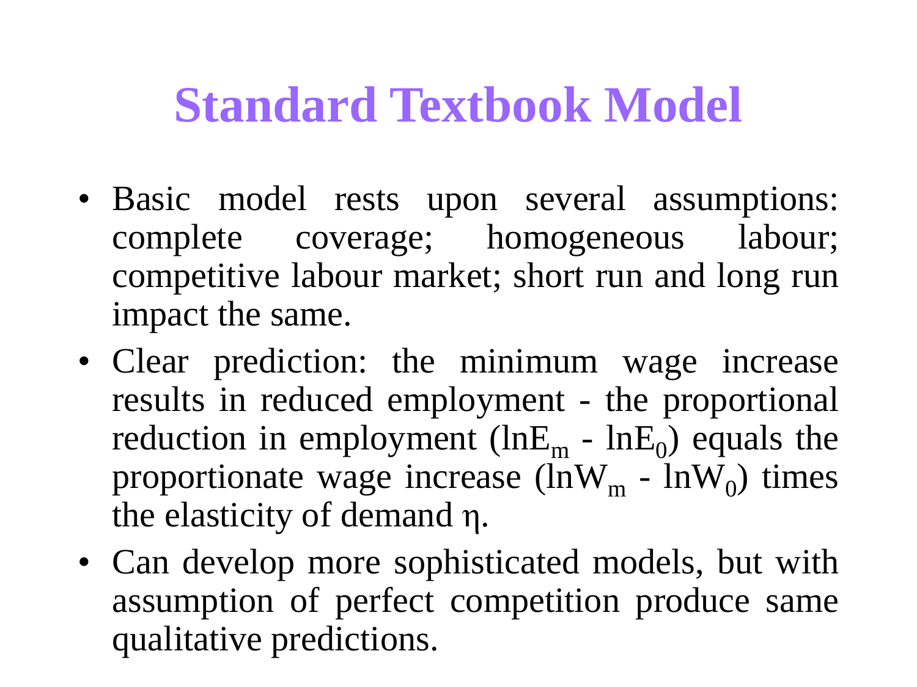# Standard Textbook Model

- Basic model rests upon several assumptions: complete coverage; homogeneous labour; competitive labour market; short run and long run impact the same.
- Clear prediction: the minimum wage increase results in reduced employment - the proportional reduction in employment ($\ln E_m - \ln E_0$) equals the proportionate wage increase ($\ln W_m - \ln W_0$) times the elasticity of demand $\eta$.
- Can develop more sophisticated models, but with assumption of perfect competition produce same qualitative predictions.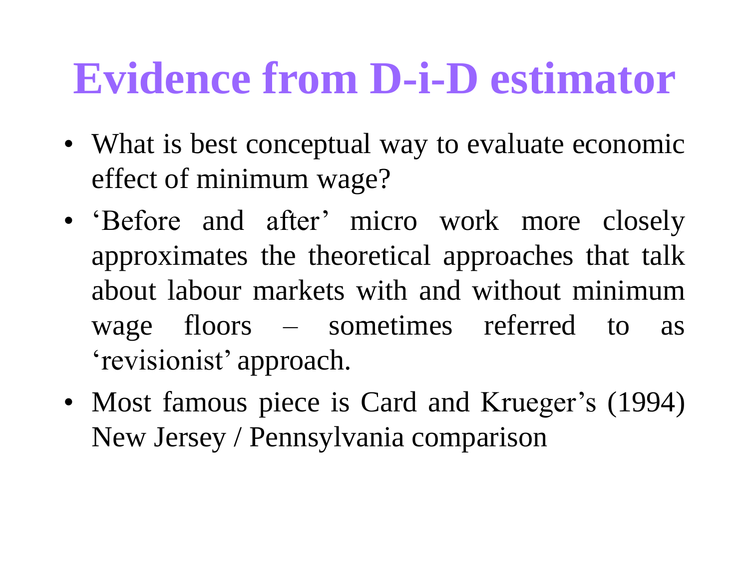# Evidence from D-i-D estimator

- What is best conceptual way to evaluate economic effect of minimum wage?
- 'Before and after' micro work more closely approximates the theoretical approaches that talk about labour markets with and without minimum wage floors – sometimes referred to as 'revisionist' approach.
- Most famous piece is Card and Krueger's (1994) New Jersey / Pennsylvania comparison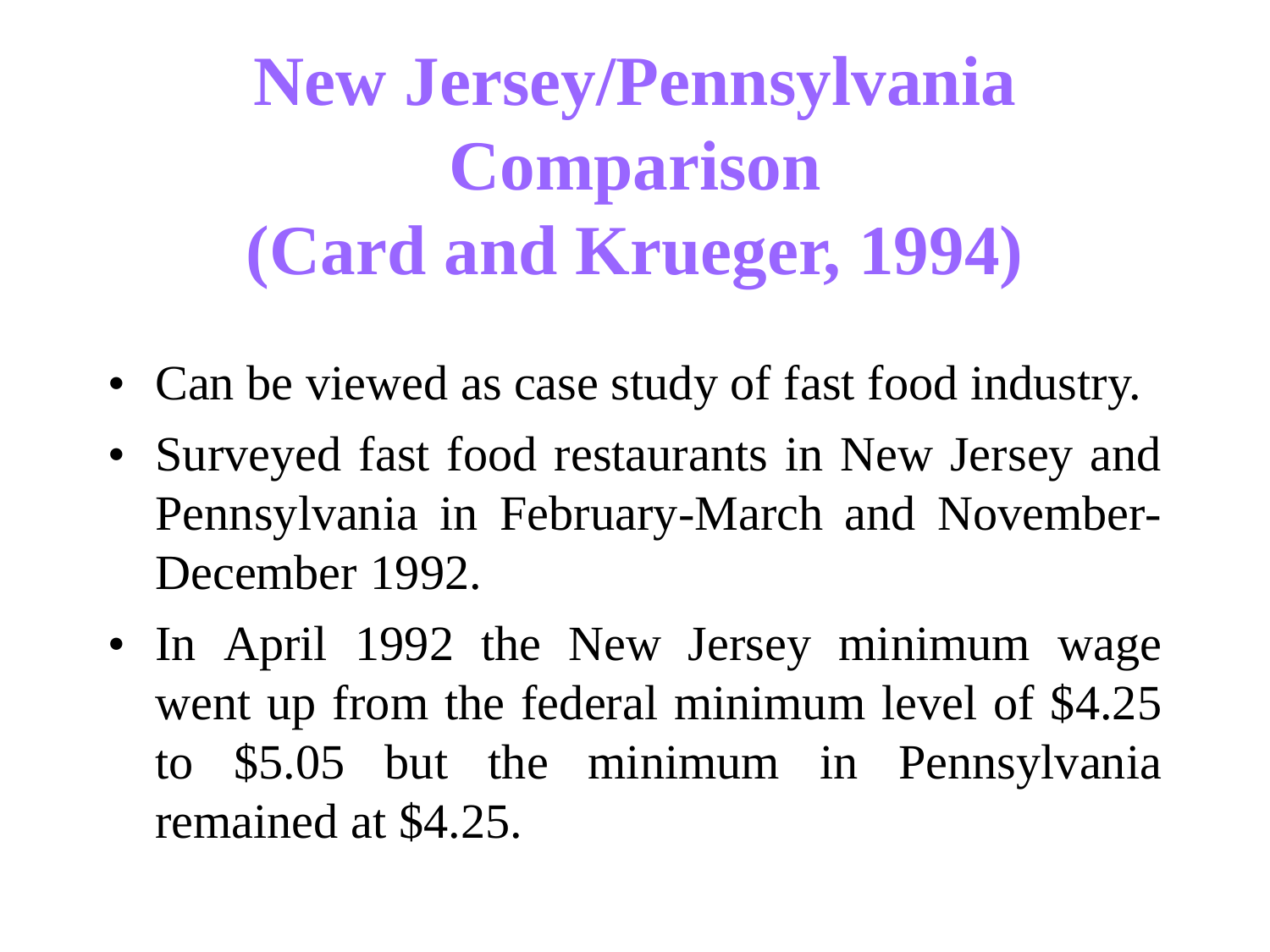# New Jersey/Pennsylvania Comparison (Card and Krueger, 1994)

- Can be viewed as case study of fast food industry.
- Surveyed fast food restaurants in New Jersey and Pennsylvania in February-March and November-December 1992.
- In April 1992 the New Jersey minimum wage went up from the federal minimum level of $4.25 to $5.05 but the minimum in Pennsylvania remained at $4.25.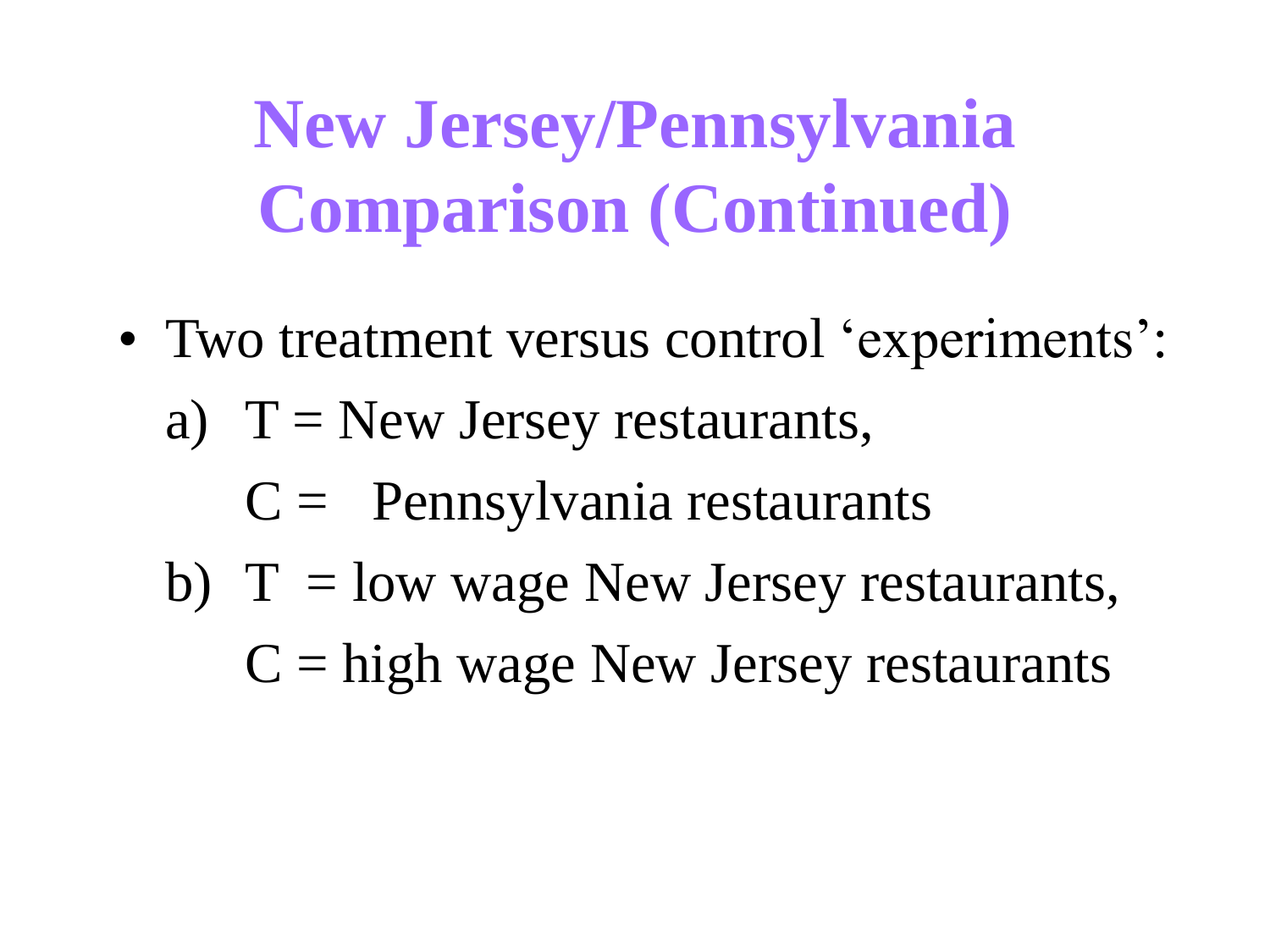# New Jersey/Pennsylvania Comparison (Continued)

- Two treatment versus control ‘experiments’:
  - a) T = New Jersey restaurants,
    C = Pennsylvania restaurants
  - b) T = low wage New Jersey restaurants,
    C = high wage New Jersey restaurants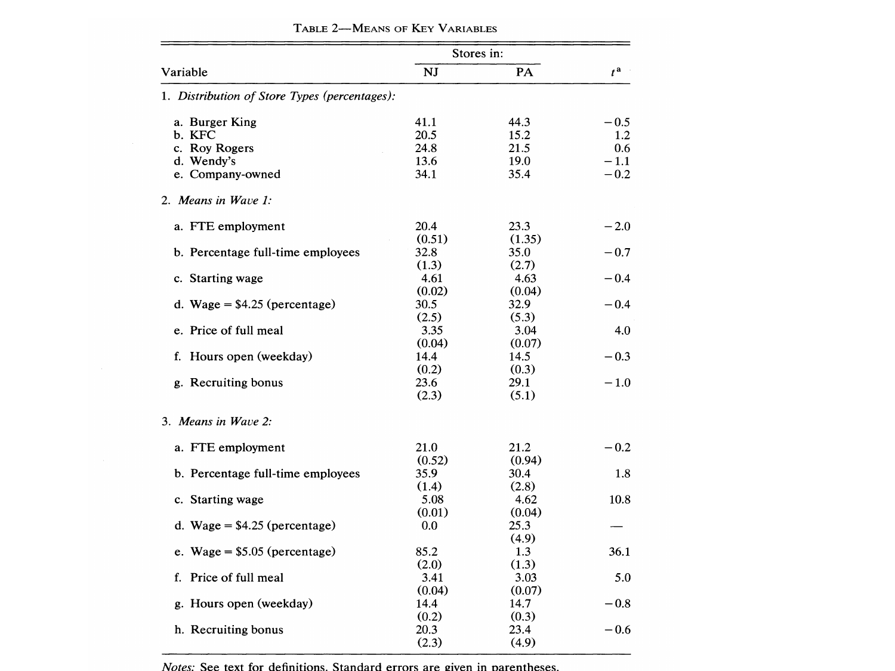TABLE 2—MEANS OF KEY VARIABLES

| Variable | Stores in: NJ | Stores in: PA | $t$[a] |
|---|---|---|---|
| 1. *Distribution of Store Types (percentages):* | | | |
| a. Burger King | 41.1 | 44.3 | −0.5 |
| b. KFC | 20.5 | 15.2 | 1.2 |
| c. Roy Rogers | 24.8 | 21.5 | 0.6 |
| d. Wendy's | 13.6 | 19.0 | −1.1 |
| e. Company-owned | 34.1 | 35.4 | −0.2 |
| 2. *Means in Wave 1:* | | | |
| a. FTE employment | 20.4 | 23.3 | −2.0 |
| | (0.51) | (1.35) | |
| b. Percentage full-time employees | 32.8 | 35.0 | −0.7 |
| | (1.3) | (2.7) | |
| c. Starting wage | 4.61 | 4.63 | −0.4 |
| | (0.02) | (0.04) | |
| d. Wage = $4.25 (percentage) | 30.5 | 32.9 | −0.4 |
| | (2.5) | (5.3) | |
| e. Price of full meal | 3.35 | 3.04 | 4.0 |
| | (0.04) | (0.07) | |
| f. Hours open (weekday) | 14.4 | 14.5 | −0.3 |
| | (0.2) | (0.3) | |
| g. Recruiting bonus | 23.6 | 29.1 | −1.0 |
| | (2.3) | (5.1) | |
| 3. *Means in Wave 2:* | | | |
| a. FTE employment | 21.0 | 21.2 | −0.2 |
| | (0.52) | (0.94) | |
| b. Percentage full-time employees | 35.9 | 30.4 | 1.8 |
| | (1.4) | (2.8) | |
| c. Starting wage | 5.08 | 4.62 | 10.8 |
| | (0.01) | (0.04) | |
| d. Wage = $4.25 (percentage) | 0.0 | 25.3 | — |
| | | (4.9) | |
| e. Wage = $5.05 (percentage) | 85.2 | 1.3 | 36.1 |
| | (2.0) | (1.3) | |
| f. Price of full meal | 3.41 | 3.03 | 5.0 |
| | (0.04) | (0.07) | |
| g. Hours open (weekday) | 14.4 | 14.7 | −0.8 |
| | (0.2) | (0.3) | |
| h. Recruiting bonus | 20.3 | 23.4 | −0.6 |
| | (2.3) | (4.9) | |

*Notes:* See text for definitions. Standard errors are given in parentheses.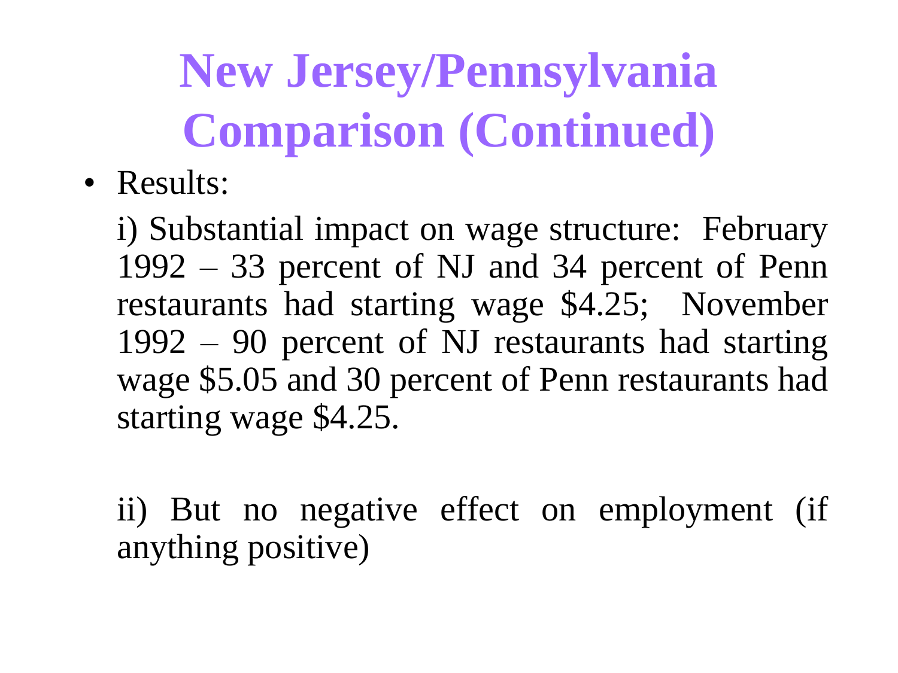# New Jersey/Pennsylvania Comparison (Continued)

- Results:

  i) Substantial impact on wage structure: February 1992 – 33 percent of NJ and 34 percent of Penn restaurants had starting wage $4.25; November 1992 – 90 percent of NJ restaurants had starting wage $5.05 and 30 percent of Penn restaurants had starting wage $4.25.

  ii) But no negative effect on employment (if anything positive)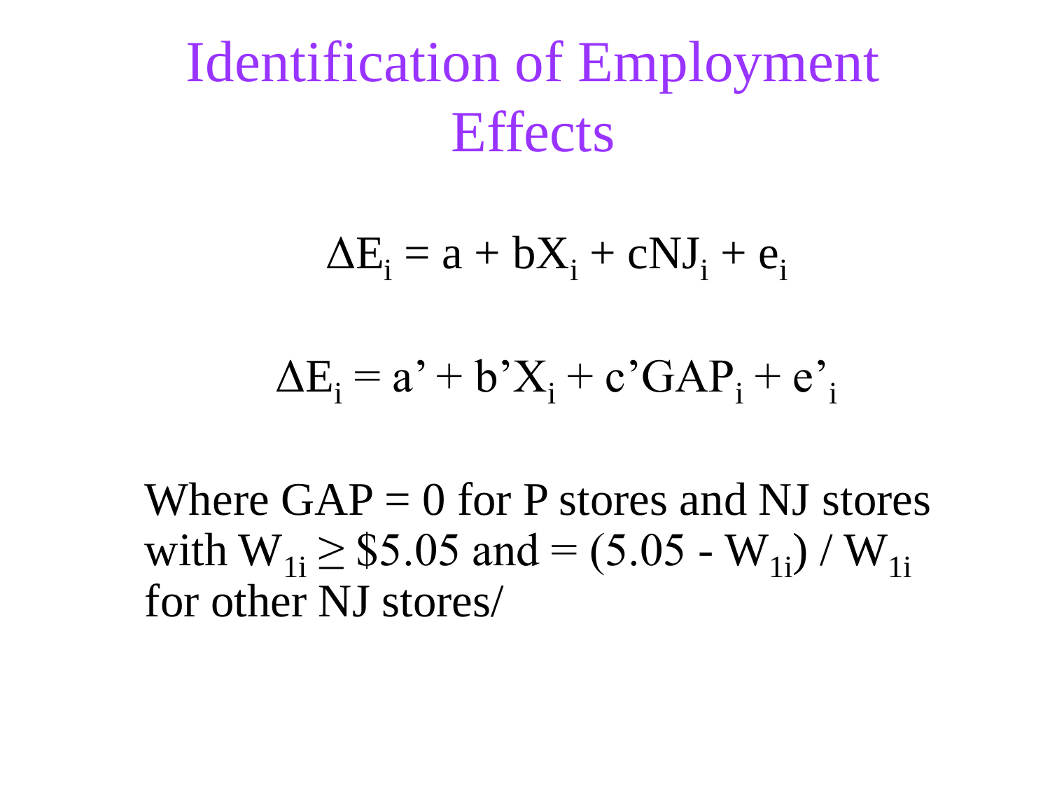# Identification of Employment Effects

$$\Delta E_i = a + bX_i + cNJ_i + e_i$$

$$\Delta E_i = a' + b'X_i + c'GAP_i + e'_i$$

Where GAP = 0 for P stores and NJ stores with $W_{1i} \geq \$5.05$ and $= (5.05 - W_{1i}) / W_{1i}$ for other NJ stores/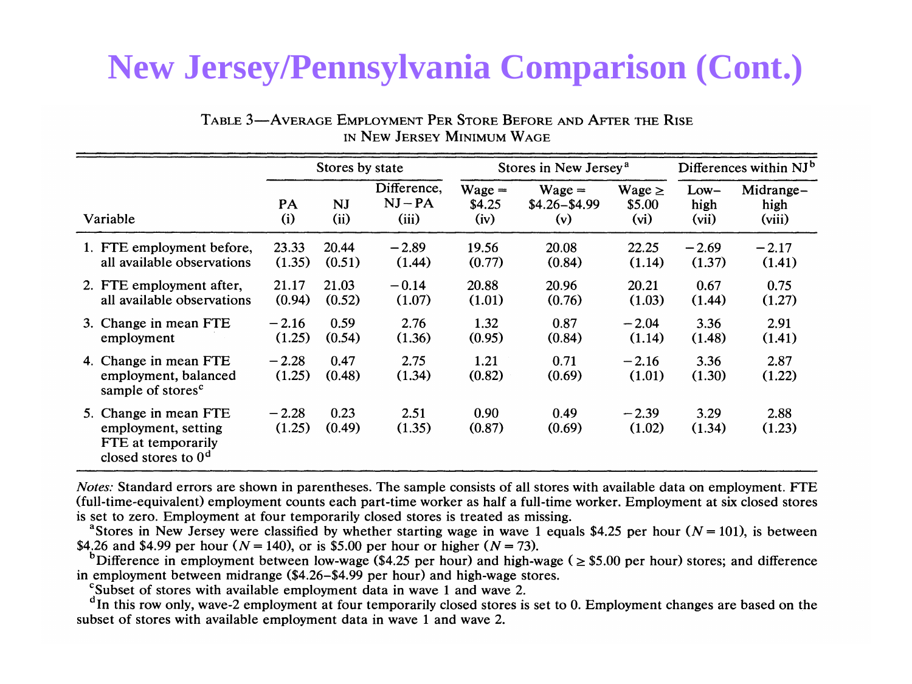# New Jersey/Pennsylvania Comparison (Cont.)

TABLE 3—AVERAGE EMPLOYMENT PER STORE BEFORE AND AFTER THE RISE IN NEW JERSEY MINIMUM WAGE

| | Stores by state | | | Stores in New Jersey[a] | | | Differences within NJ[b] | |
|---|---|---|---|---|---|---|---|---|
| Variable | PA (i) | NJ (ii) | Difference, NJ − PA (iii) | Wage = \$4.25 (iv) | Wage = \$4.26–\$4.99 (v) | Wage ≥ \$5.00 (vi) | Low–high (vii) | Midrange–high (viii) |
| 1. FTE employment before, all available observations | 23.33 (1.35) | 20.44 (0.51) | −2.89 (1.44) | 19.56 (0.77) | 20.08 (0.84) | 22.25 (1.14) | −2.69 (1.37) | −2.17 (1.41) |
| 2. FTE employment after, all available observations | 21.17 (0.94) | 21.03 (0.52) | −0.14 (1.07) | 20.88 (1.01) | 20.96 (0.76) | 20.21 (1.03) | 0.67 (1.44) | 0.75 (1.27) |
| 3. Change in mean FTE employment | −2.16 (1.25) | 0.59 (0.54) | 2.76 (1.36) | 1.32 (0.95) | 0.87 (0.84) | −2.04 (1.14) | 3.36 (1.48) | 2.91 (1.41) |
| 4. Change in mean FTE employment, balanced sample of stores[c] | −2.28 (1.25) | 0.47 (0.48) | 2.75 (1.34) | 1.21 (0.82) | 0.71 (0.69) | −2.16 (1.01) | 3.36 (1.30) | 2.87 (1.22) |
| 5. Change in mean FTE employment, setting FTE at temporarily closed stores to 0[d] | −2.28 (1.25) | 0.23 (0.49) | 2.51 (1.35) | 0.90 (0.87) | 0.49 (0.69) | −2.39 (1.02) | 3.29 (1.34) | 2.88 (1.23) |

*Notes:* Standard errors are shown in parentheses. The sample consists of all stores with available data on employment. FTE (full-time-equivalent) employment counts each part-time worker as half a full-time worker. Employment at six closed stores is set to zero. Employment at four temporarily closed stores is treated as missing.

[a]Stores in New Jersey were classified by whether starting wage in wave 1 equals \$4.25 per hour ($N = 101$), is between \$4.26 and \$4.99 per hour ($N = 140$), or is \$5.00 per hour or higher ($N = 73$).

[b]Difference in employment between low-wage (\$4.25 per hour) and high-wage (≥ \$5.00 per hour) stores; and difference in employment between midrange (\$4.26–\$4.99 per hour) and high-wage stores.

[c]Subset of stores with available employment data in wave 1 and wave 2.

[d]In this row only, wave-2 employment at four temporarily closed stores is set to 0. Employment changes are based on the subset of stores with available employment data in wave 1 and wave 2.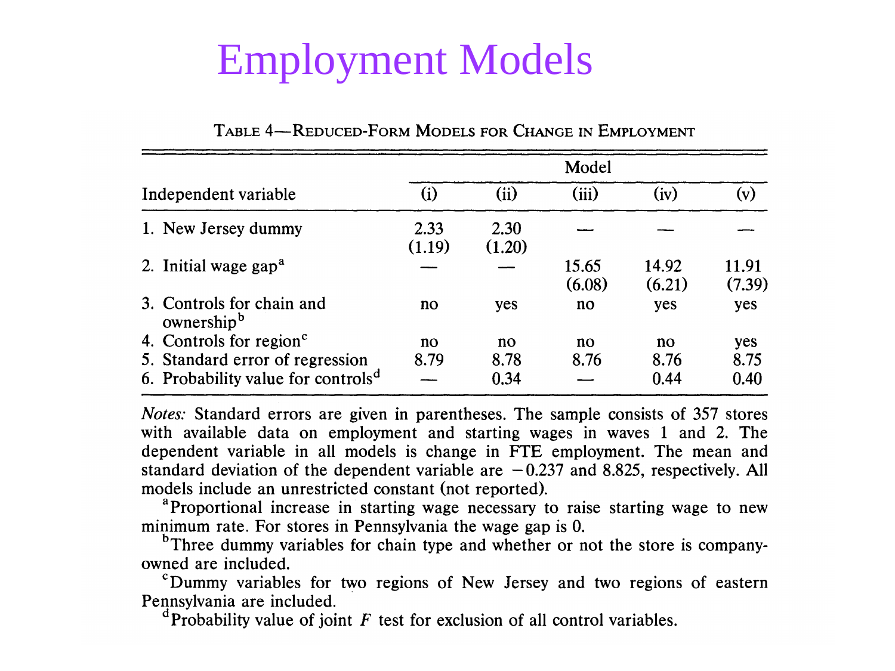# Employment Models

TABLE 4—REDUCED-FORM MODELS FOR CHANGE IN EMPLOYMENT

| Independent variable | Model | | | | |
|---|---|---|---|---|---|
| | (i) | (ii) | (iii) | (iv) | (v) |
| 1. New Jersey dummy | 2.33 (1.19) | 2.30 (1.20) | — | — | — |
| 2. Initial wage gap[a] | — | — | 15.65 (6.08) | 14.92 (6.21) | 11.91 (7.39) |
| 3. Controls for chain and ownership[b] | no | yes | no | yes | yes |
| 4. Controls for region[c] | no | no | no | no | yes |
| 5. Standard error of regression | 8.79 | 8.78 | 8.76 | 8.76 | 8.75 |
| 6. Probability value for controls[d] | — | 0.34 | — | 0.44 | 0.40 |

*Notes:* Standard errors are given in parentheses. The sample consists of 357 stores with available data on employment and starting wages in waves 1 and 2. The dependent variable in all models is change in FTE employment. The mean and standard deviation of the dependent variable are −0.237 and 8.825, respectively. All models include an unrestricted constant (not reported).

[a]Proportional increase in starting wage necessary to raise starting wage to new minimum rate. For stores in Pennsylvania the wage gap is 0.

[b]Three dummy variables for chain type and whether or not the store is company-owned are included.

[c]Dummy variables for two regions of New Jersey and two regions of eastern Pennsylvania are included.

[d]Probability value of joint $F$ test for exclusion of all control variables.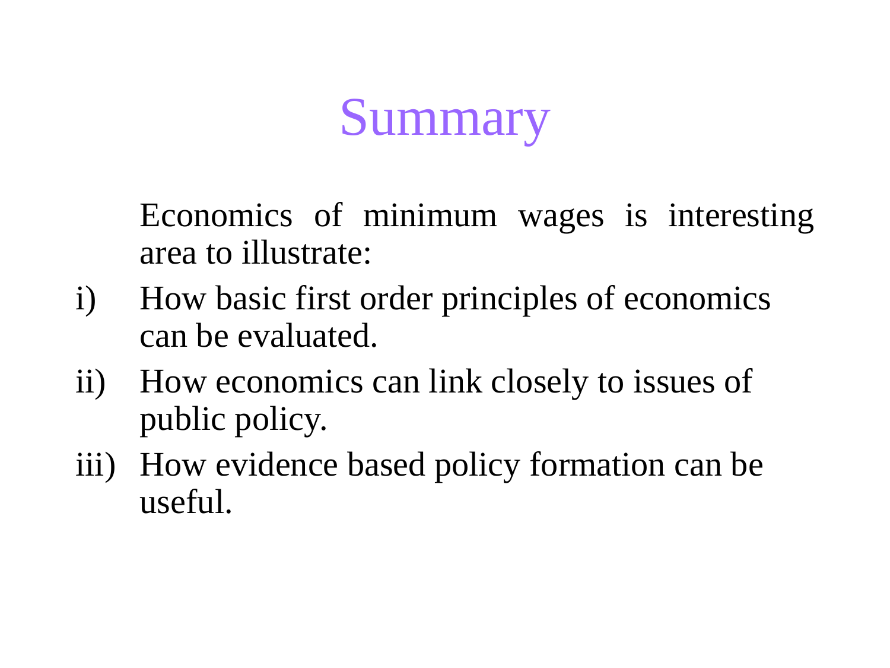# Summary

Economics of minimum wages is interesting area to illustrate:

i) How basic first order principles of economics can be evaluated.

ii) How economics can link closely to issues of public policy.

iii) How evidence based policy formation can be useful.